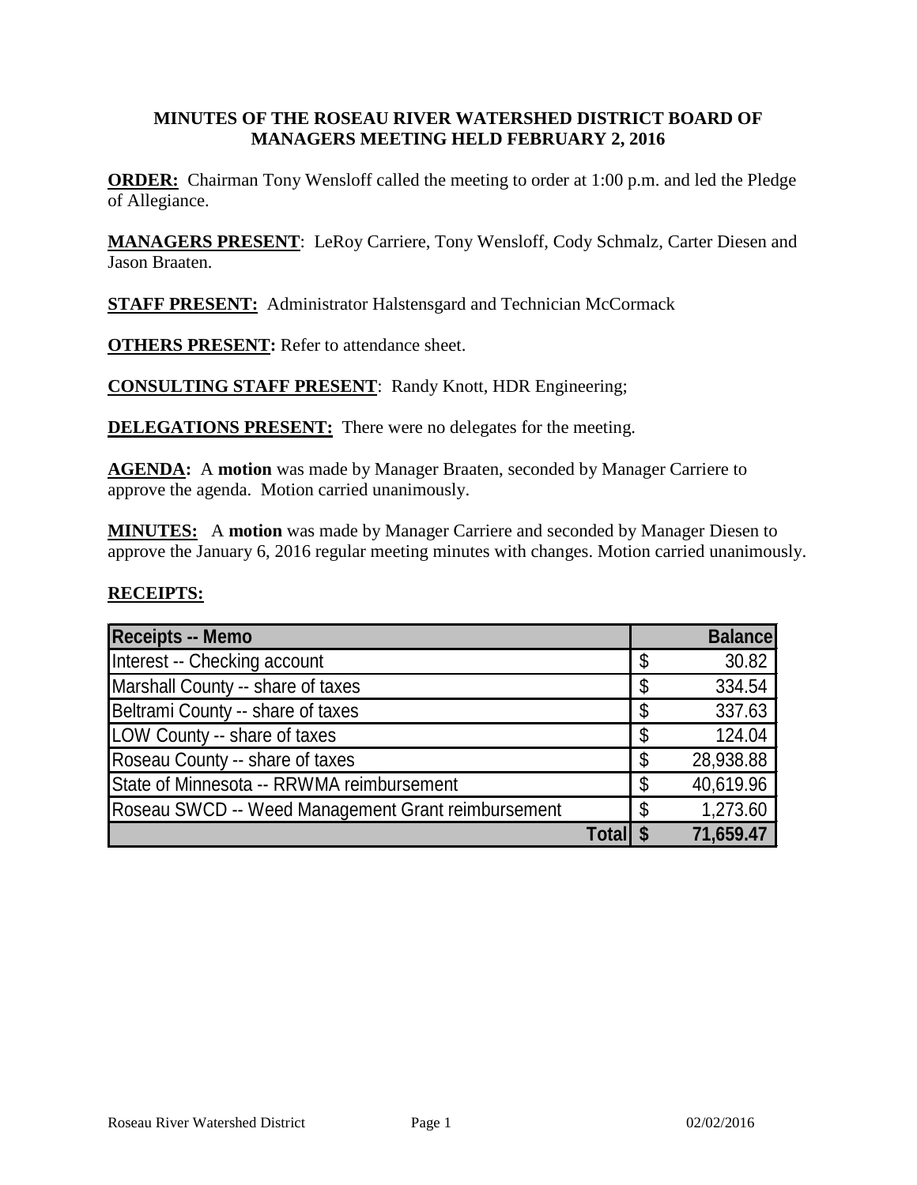# MINUTES OF THE ROSEAU RIVER WATERSHED DISTRICT BOARD OF MANAGERS MEETING HELD FEBRUARY 2, 2016

**ORDER:** Chairman Tony Wensloff called the meeting to order at 1:00 p.m. and led the Pledge of Allegiance.

**MANAGERS PRESENT**: LeRoy Carriere, Tony Wensloff, Cody Schmalz, Carter Diesen and Jason Braaten.

**STAFF PRESENT:** Administrator Halstensgard and Technician McCormack

**OTHERS PRESENT:** Refer to attendance sheet.

**CONSULTING STAFF PRESENT**: Randy Knott, HDR Engineering;

**DELEGATIONS PRESENT:** There were no delegates for the meeting.

**AGENDA:** A **motion** was made by Manager Braaten, seconded by Manager Carriere to approve the agenda. Motion carried unanimously.

**MINUTES:** A **motion** was made by Manager Carriere and seconded by Manager Diesen to approve the January 6, 2016 regular meeting minutes with changes. Motion carried unanimously.

**RECEIPTS:**

| Receipts -- Memo | Balance |
|---|---|
| Interest -- Checking account | $ 30.82 |
| Marshall County -- share of taxes | $ 334.54 |
| Beltrami County -- share of taxes | $ 337.63 |
| LOW County -- share of taxes | $ 124.04 |
| Roseau County -- share of taxes | $ 28,938.88 |
| State of Minnesota -- RRWMA reimbursement | $ 40,619.96 |
| Roseau SWCD -- Weed Management Grant reimbursement | $ 1,273.60 |
| **Total** | **$ 71,659.47** |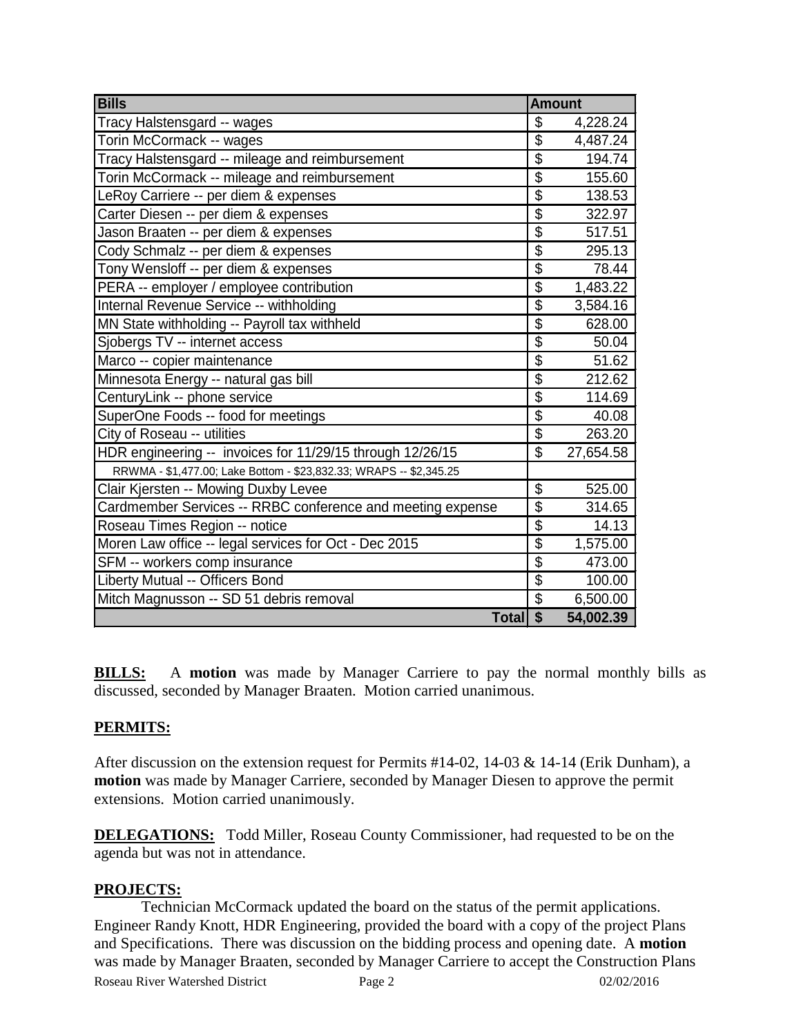| Bills | Amount |
|---|---|
| Tracy Halstensgard -- wages | $ 4,228.24 |
| Torin McCormack -- wages | $ 4,487.24 |
| Tracy Halstensgard -- mileage and reimbursement | $ 194.74 |
| Torin McCormack -- mileage and reimbursement | $ 155.60 |
| LeRoy Carriere -- per diem & expenses | $ 138.53 |
| Carter Diesen -- per diem & expenses | $ 322.97 |
| Jason Braaten -- per diem & expenses | $ 517.51 |
| Cody Schmalz -- per diem & expenses | $ 295.13 |
| Tony Wensloff -- per diem & expenses | $ 78.44 |
| PERA -- employer / employee contribution | $ 1,483.22 |
| Internal Revenue Service -- withholding | $ 3,584.16 |
| MN State withholding -- Payroll tax withheld | $ 628.00 |
| Sjobergs TV -- internet access | $ 50.04 |
| Marco -- copier maintenance | $ 51.62 |
| Minnesota Energy -- natural gas bill | $ 212.62 |
| CenturyLink -- phone service | $ 114.69 |
| SuperOne Foods -- food for meetings | $ 40.08 |
| City of Roseau -- utilities | $ 263.20 |
| HDR engineering -- invoices for 11/29/15 through 12/26/15 | $ 27,654.58 |
| RRWMA - $1,477.00; Lake Bottom - $23,832.33; WRAPS -- $2,345.25 | |
| Clair Kjersten -- Mowing Duxby Levee | $ 525.00 |
| Cardmember Services -- RRBC conference and meeting expense | $ 314.65 |
| Roseau Times Region -- notice | $ 14.13 |
| Moren Law office -- legal services for Oct - Dec 2015 | $ 1,575.00 |
| SFM -- workers comp insurance | $ 473.00 |
| Liberty Mutual -- Officers Bond | $ 100.00 |
| Mitch Magnusson -- SD 51 debris removal | $ 6,500.00 |
| **Total** | **$ 54,002.39** |

**BILLS:** A **motion** was made by Manager Carriere to pay the normal monthly bills as discussed, seconded by Manager Braaten. Motion carried unanimous.

**PERMITS:**

After discussion on the extension request for Permits #14-02, 14-03 & 14-14 (Erik Dunham), a **motion** was made by Manager Carriere, seconded by Manager Diesen to approve the permit extensions. Motion carried unanimously.

**DELEGATIONS:** Todd Miller, Roseau County Commissioner, had requested to be on the agenda but was not in attendance.

**PROJECTS:**

Technician McCormack updated the board on the status of the permit applications. Engineer Randy Knott, HDR Engineering, provided the board with a copy of the project Plans and Specifications. There was discussion on the bidding process and opening date. A **motion** was made by Manager Braaten, seconded by Manager Carriere to accept the Construction Plans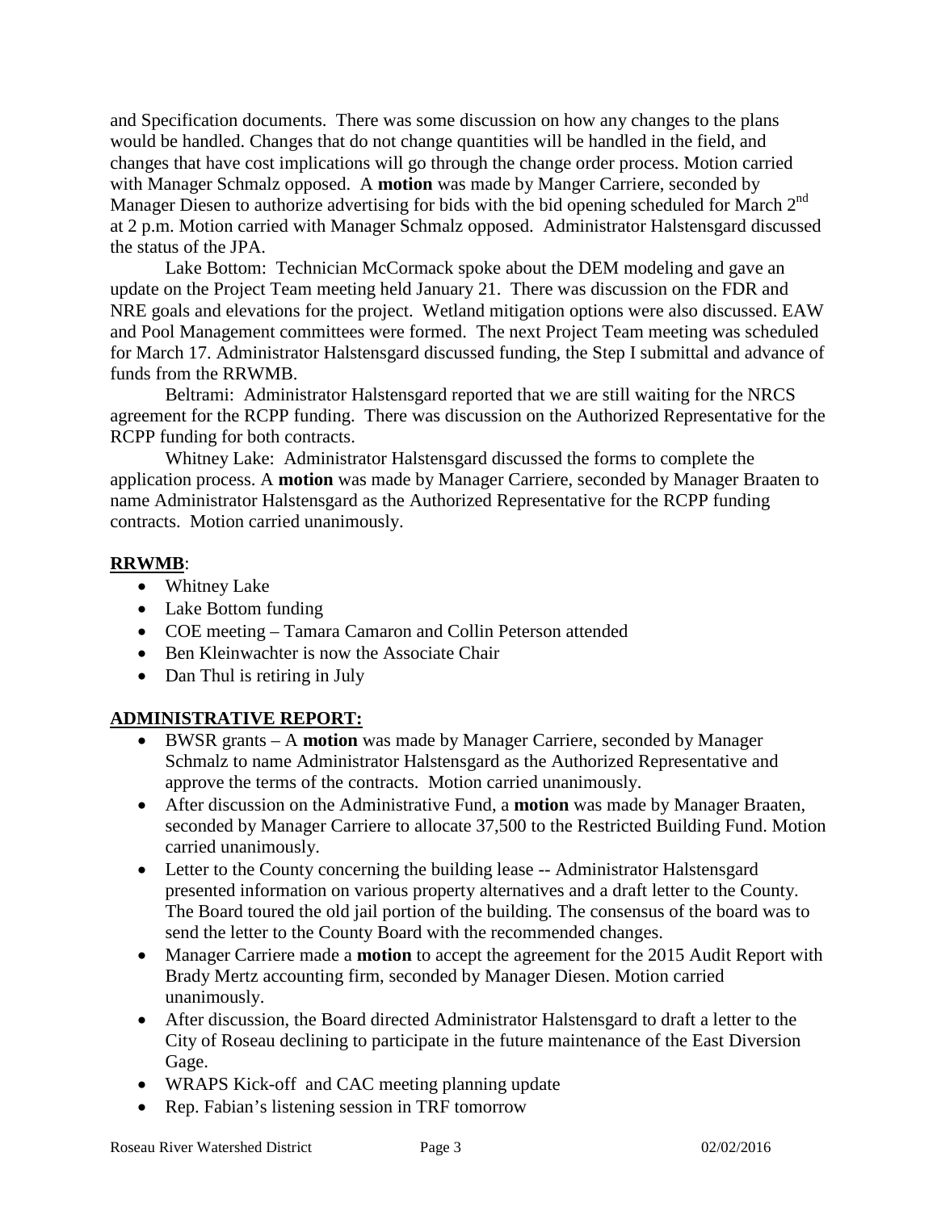and Specification documents. There was some discussion on how any changes to the plans would be handled. Changes that do not change quantities will be handled in the field, and changes that have cost implications will go through the change order process. Motion carried with Manager Schmalz opposed. A **motion** was made by Manger Carriere, seconded by Manager Diesen to authorize advertising for bids with the bid opening scheduled for March 2nd at 2 p.m. Motion carried with Manager Schmalz opposed. Administrator Halstensgard discussed the status of the JPA.

Lake Bottom: Technician McCormack spoke about the DEM modeling and gave an update on the Project Team meeting held January 21. There was discussion on the FDR and NRE goals and elevations for the project. Wetland mitigation options were also discussed. EAW and Pool Management committees were formed. The next Project Team meeting was scheduled for March 17. Administrator Halstensgard discussed funding, the Step I submittal and advance of funds from the RRWMB.

Beltrami: Administrator Halstensgard reported that we are still waiting for the NRCS agreement for the RCPP funding. There was discussion on the Authorized Representative for the RCPP funding for both contracts.

Whitney Lake: Administrator Halstensgard discussed the forms to complete the application process. A **motion** was made by Manager Carriere, seconded by Manager Braaten to name Administrator Halstensgard as the Authorized Representative for the RCPP funding contracts. Motion carried unanimously.

**RRWMB**:

- Whitney Lake
- Lake Bottom funding
- COE meeting – Tamara Camaron and Collin Peterson attended
- Ben Kleinwachter is now the Associate Chair
- Dan Thul is retiring in July

**ADMINISTRATIVE REPORT:**

- BWSR grants – A **motion** was made by Manager Carriere, seconded by Manager Schmalz to name Administrator Halstensgard as the Authorized Representative and approve the terms of the contracts. Motion carried unanimously.
- After discussion on the Administrative Fund, a **motion** was made by Manager Braaten, seconded by Manager Carriere to allocate 37,500 to the Restricted Building Fund. Motion carried unanimously.
- Letter to the County concerning the building lease -- Administrator Halstensgard presented information on various property alternatives and a draft letter to the County. The Board toured the old jail portion of the building. The consensus of the board was to send the letter to the County Board with the recommended changes.
- Manager Carriere made a **motion** to accept the agreement for the 2015 Audit Report with Brady Mertz accounting firm, seconded by Manager Diesen. Motion carried unanimously.
- After discussion, the Board directed Administrator Halstensgard to draft a letter to the City of Roseau declining to participate in the future maintenance of the East Diversion Gage.
- WRAPS Kick-off and CAC meeting planning update
- Rep. Fabian's listening session in TRF tomorrow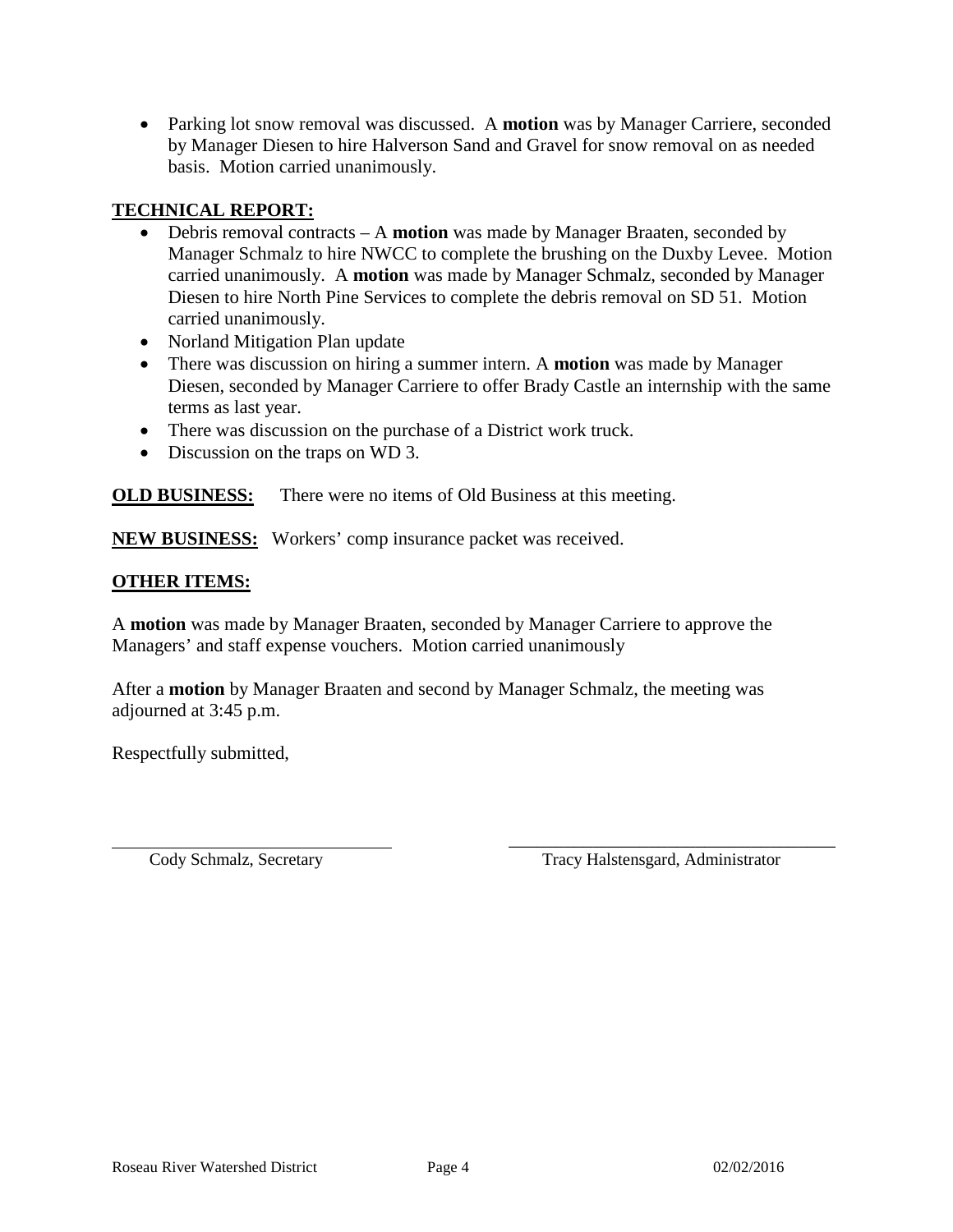- Parking lot snow removal was discussed. A **motion** was by Manager Carriere, seconded by Manager Diesen to hire Halverson Sand and Gravel for snow removal on as needed basis. Motion carried unanimously.

**TECHNICAL REPORT:**

- Debris removal contracts – A **motion** was made by Manager Braaten, seconded by Manager Schmalz to hire NWCC to complete the brushing on the Duxby Levee. Motion carried unanimously. A **motion** was made by Manager Schmalz, seconded by Manager Diesen to hire North Pine Services to complete the debris removal on SD 51. Motion carried unanimously.
- Norland Mitigation Plan update
- There was discussion on hiring a summer intern. A **motion** was made by Manager Diesen, seconded by Manager Carriere to offer Brady Castle an internship with the same terms as last year.
- There was discussion on the purchase of a District work truck.
- Discussion on the traps on WD 3.

**OLD BUSINESS:** There were no items of Old Business at this meeting.

**NEW BUSINESS:** Workers' comp insurance packet was received.

**OTHER ITEMS:**

A **motion** was made by Manager Braaten, seconded by Manager Carriere to approve the Managers' and staff expense vouchers. Motion carried unanimously

After a **motion** by Manager Braaten and second by Manager Schmalz, the meeting was adjourned at 3:45 p.m.

Respectfully submitted,

Cody Schmalz, Secretary

Tracy Halstensgard, Administrator